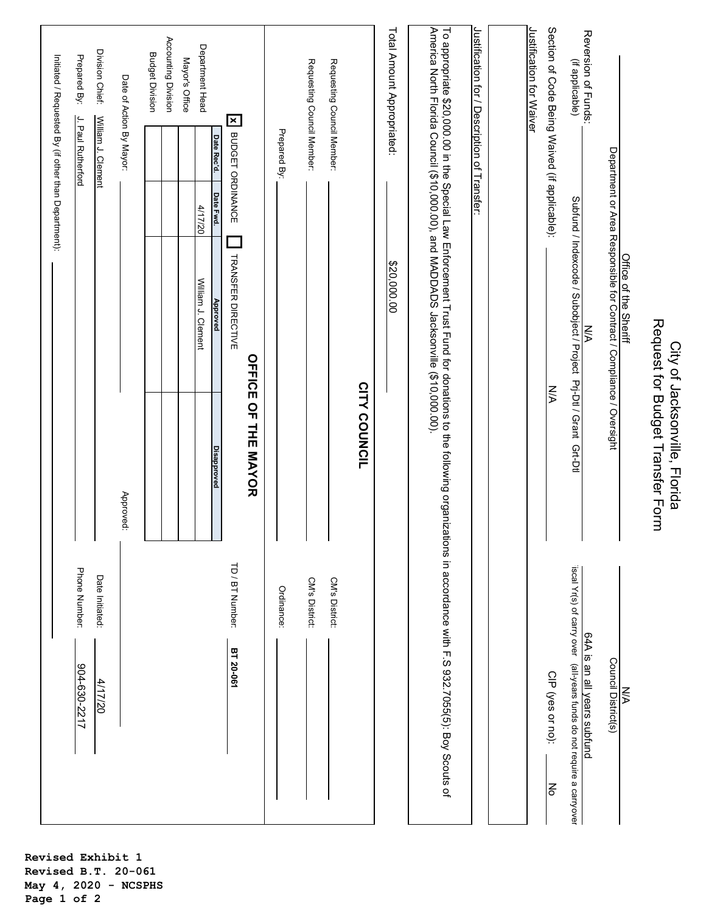# City of Jacksonville, Florida
## Request for Budget Transfer Form

Office of the Sheriff
Department or Area Responsible for Contract / Compliance / Oversight

N/A
Council District(s)

Reversion of Funds: N/A
(if applicable)
Subfund / Indexcode / Subobject / Project Prj-Dtl / Grant Grt-Dtl

64A is an all years subfund
Fiscal Yr(s) of carry over (all-years funds do not require a carryover)

Section of Code Being Waived (if applicable): N/A

CIP (yes or no): No

Justification for Waiver

Justification for / Description of Transfer:

To appropriate $20,000.00 in the Special Law Enforcement Trust Fund for donations to the following organizations in accordance with F.S 932.7055(5): Boy Scouts of America North Florida Council ($10,000.00), and MADDADS Jacksonville ($10,000.00).

Total Amount Appropriated: $20,000.00

## CITY COUNCIL

Requesting Council Member: ______ CM's District: ______

Requesting Council Member: ______ CM's District: ______

Prepared By: ______ Ordinance: ______

## OFFICE OF THE MAYOR

[x] BUDGET ORDINANCE [ ] TRANSFER DIRECTIVE

TD / BT Number: **BT 20-061**

| | Date Rec'd. | Date Fwd. | Approved | Disapproved |
|---|---|---|---|---|
| Department Head | | 4/17/20 | William J. Clement | |
| Mayor's Office | | | | |
| Accounting Division | | | | |
| Budget Division | | | | |

Date of Action By Mayor: ______ Approved: ______

Division Chief: William J. Clement Date Initiated: 4/17/20

Prepared By: J. Paul Rutherford Phone Number: 904-630-2217

Initiated / Requested By (if other than Department): ______

**Revised Exhibit 1**
**Revised B.T. 20-061**
**May 4, 2020 - NCSPHS**
**Page 1 of 2**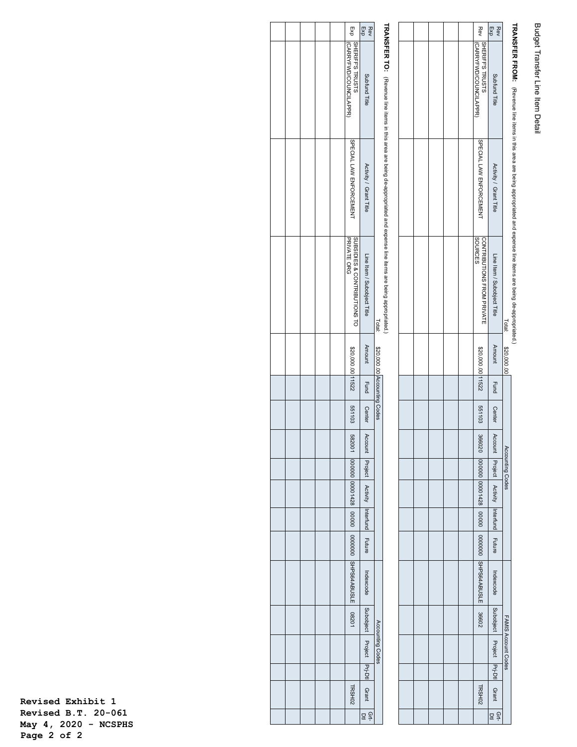# Budget Transfer Line Item Detail

**TRANSFER FROM:** (Revenue line items in this area are being appropriated and expense line items are being de-appropriated.)

Total: $20,000.00

| | | | | | Accounting Codes | | | | | | | FAMIS Account Codes | | | | | |
|---|---|---|---|---|---|---|---|---|---|---|---|---|---|---|---|---|---|
| Rev Exp | Subfund Title | Activity / Grant Title | Line Item / Subobject Title | Amount | Fund | Center | Account | Project | Activity | Interfund | Future | Indexcode | Subobject | Project | Prj-Dtl | Grant | Grt-Dtl |
| Rev | SHERIFFS TRUSTS (CARRYFWD/COUNCILAPPR) | SPECIAL LAW ENFORCEMENT | CONTRIBUTIONS FROM PRIVATE SOURCES | $20,000.00 | 11522 | 551103 | 366020 | 000000 | 00001428 | 00000 | 0000000 | SHPS64ABUSLE | 36602 | | | TRSH02 | |
| | | | | | | | | | | | | | | | | | |
| | | | | | | | | | | | | | | | | | |
| | | | | | | | | | | | | | | | | | |
| | | | | | | | | | | | | | | | | | |
| | | | | | | | | | | | | | | | | | |

**TRANSFER TO:** (Revenue line items in this area are being de-appropriated and expense line items are being appropriated.)

Total: $20,000.00

| | | | | | Accounting Codes | | | | | | | Accounting Codes | | | | | |
|---|---|---|---|---|---|---|---|---|---|---|---|---|---|---|---|---|---|
| Rev Exp | Subfund Title | Activity / Grant Title | Line Item / Subobject Title | Amount | Fund | Center | Account | Project | Activity | Interfund | Future | Indexcode | Subobject | Project | Prj-Dtl | Grant | Grt-Dtl |
| Exp | SHERIFFS TRUSTS (CARRYFWD/COUNCILAPPR) | SPECIAL LAW ENFORCEMENT | SUBSIDIES & CONTRIBUTIONS TO PRIVATE ORG | $20,000.00 | 11522 | 551103 | 582001 | 000000 | 00001428 | 00000 | 0000000 | SHPS64ABUSLE | 08201 | | | TRSH02 | |
| | | | | | | | | | | | | | | | | | |
| | | | | | | | | | | | | | | | | | |
| | | | | | | | | | | | | | | | | | |
| | | | | | | | | | | | | | | | | | |
| | | | | | | | | | | | | | | | | | |

**Revised Exhibit 1**
**Revised B.T. 20-061**
**May 4, 2020 - NCSPHS**